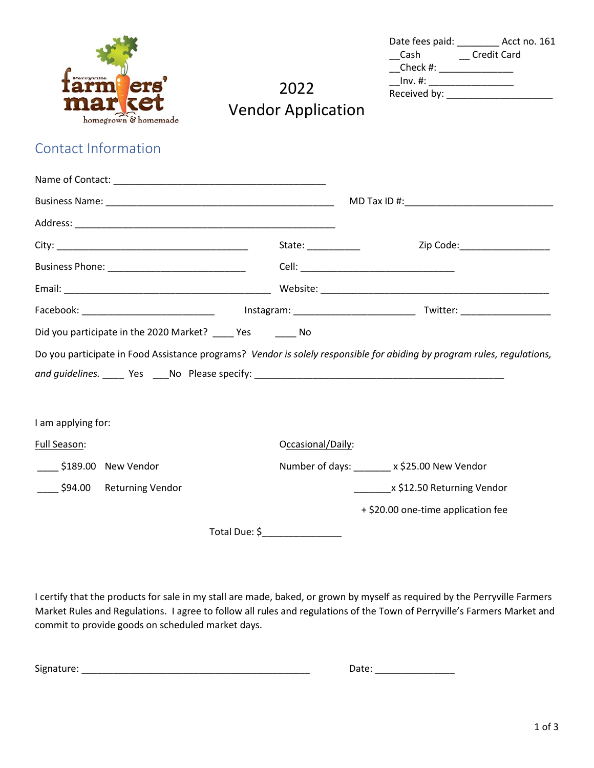Date fees paid: ________ Acct no. 161
__Cash __ Credit Card
__Check #: ______________
__Inv. #: ________________
Received by: ____________________

# 2022 Vendor Application

## Contact Information

Name of Contact: ________________________________________

Business Name: ___________________________________________ MD Tax ID #:____________________________

Address: __________________________________________________

City: ____________________________________ State: __________ Zip Code:_________________

Business Phone: __________________________ Cell: _____________________________

Email: _______________________________________ Website: ___________________________________________

Facebook: _________________________ Instagram: _______________________ Twitter: _________________

Did you participate in the 2020 Market? ____ Yes ____ No

Do you participate in Food Assistance programs? *Vendor is solely responsible for abiding by program rules, regulations, and guidelines.* ____ Yes ___No Please specify: ________________________________________________

I am applying for:

<u>Full Season</u>:

____ $189.00 New Vendor

____ $94.00 Returning Vendor

<u>Occasional/Daily</u>:

Number of days: _______ x $25.00 New Vendor

_______x $12.50 Returning Vendor

+ $20.00 one-time application fee

Total Due: $______________

I certify that the products for sale in my stall are made, baked, or grown by myself as required by the Perryville Farmers Market Rules and Regulations. I agree to follow all rules and regulations of the Town of Perryville's Farmers Market and commit to provide goods on scheduled market days.

Signature: ___________________________________________ Date: _______________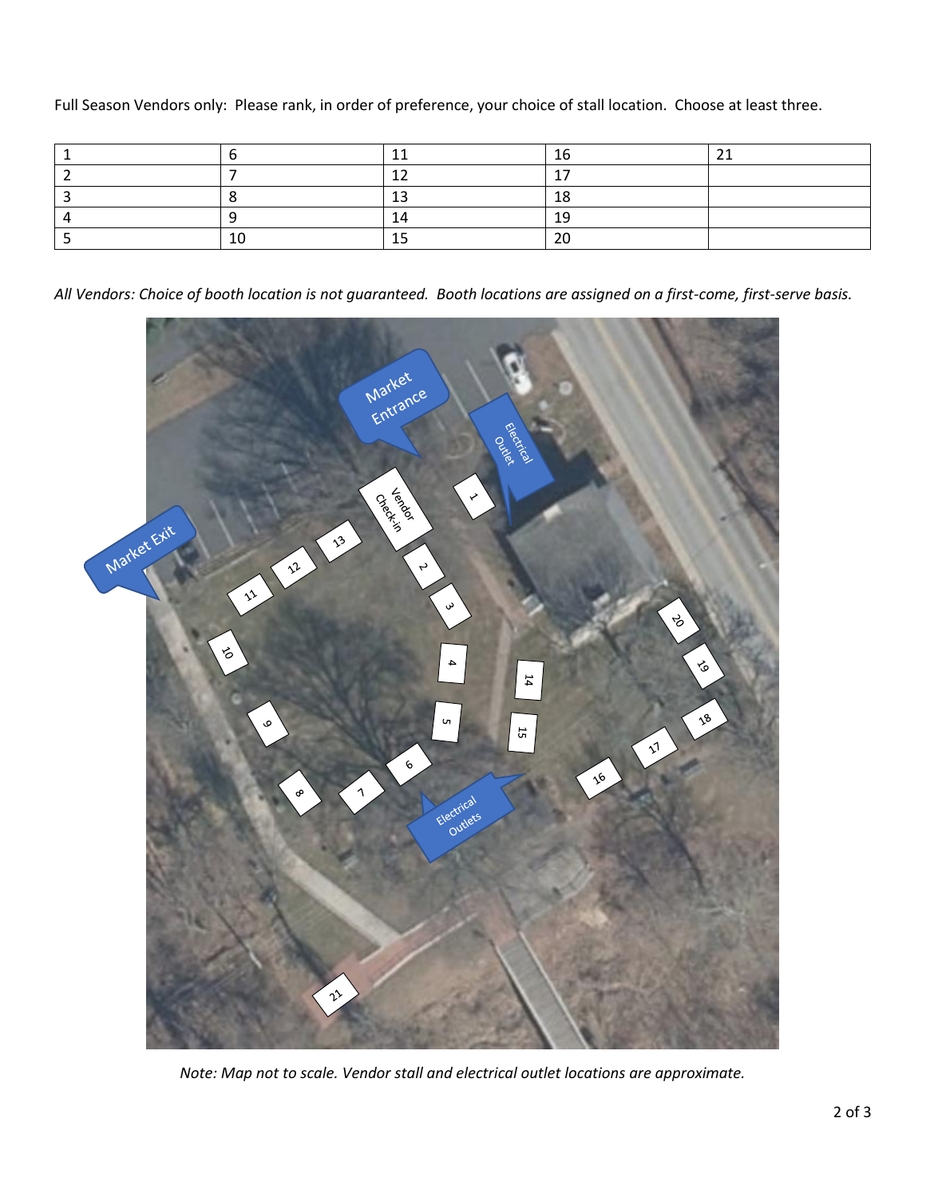Full Season Vendors only: Please rank, in order of preference, your choice of stall location. Choose at least three.

| | | | | |
|---|---|---|---|---|
| 1 | 6 | 11 | 16 | 21 |
| 2 | 7 | 12 | 17 | |
| 3 | 8 | 13 | 18 | |
| 4 | 9 | 14 | 19 | |
| 5 | 10 | 15 | 20 | |

*All Vendors: Choice of booth location is not guaranteed. Booth locations are assigned on a first-come, first-serve basis.*

*Note: Map not to scale. Vendor stall and electrical outlet locations are approximate.*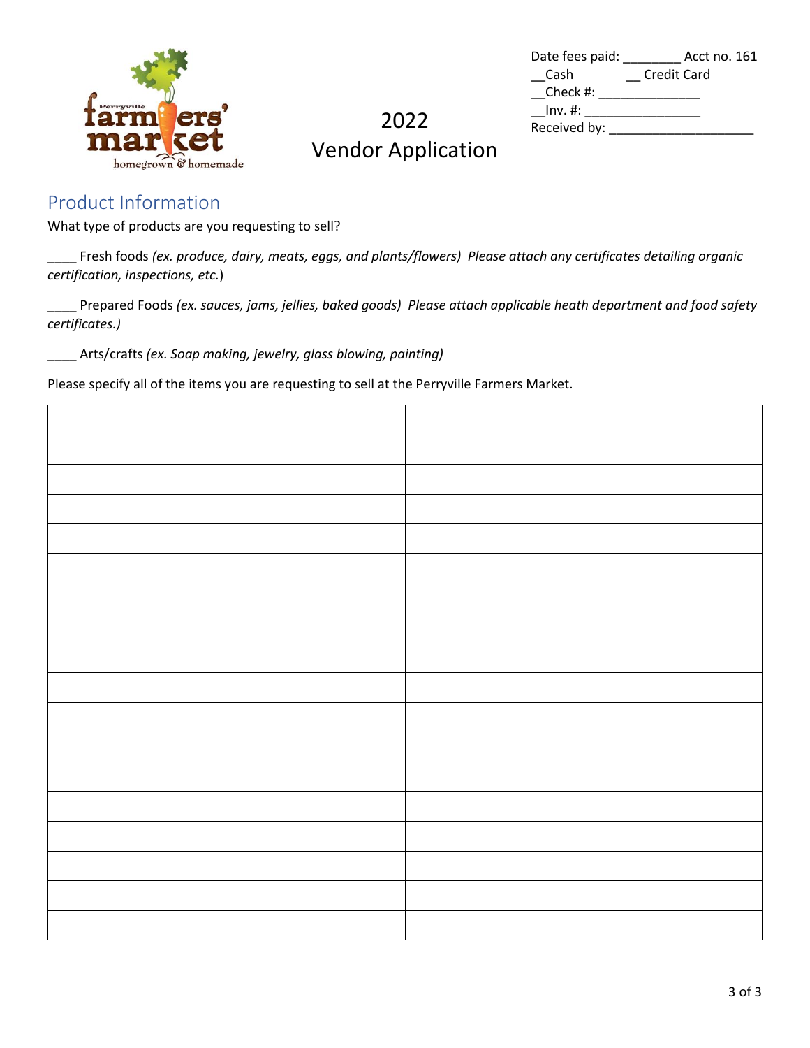Date fees paid: ________ Acct no. 161
__Cash __ Credit Card
__Check #: ______________
__Inv. #: ________________
Received by: ____________________

# 2022 Vendor Application

## Product Information

What type of products are you requesting to sell?

____ Fresh foods *(ex. produce, dairy, meats, eggs, and plants/flowers) Please attach any certificates detailing organic certification, inspections, etc.*)

____ Prepared Foods *(ex. sauces, jams, jellies, baked goods) Please attach applicable heath department and food safety certificates.)*

____ Arts/crafts *(ex. Soap making, jewelry, glass blowing, painting)*

Please specify all of the items you are requesting to sell at the Perryville Farmers Market.

| | |
|---|---|
| | |
| | |
| | |
| | |
| | |
| | |
| | |
| | |
| | |
| | |
| | |
| | |
| | |
| | |
| | |
| | |
| | |